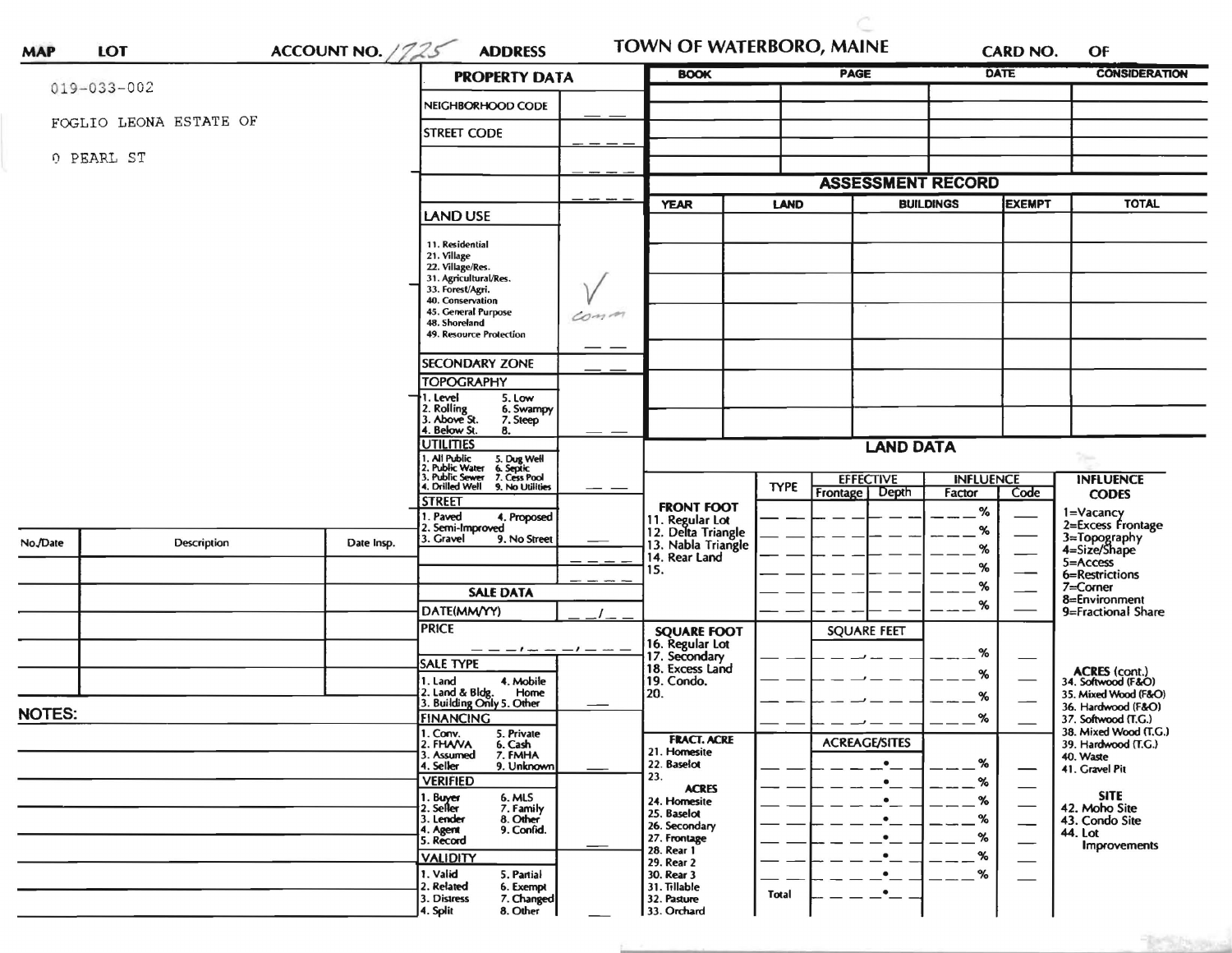**MAP** **LOT** **ACCOUNT NO.** 1725 **ADDRESS** **TOWN OF WATERBORO, MAINE** **CARD NO.** **OF**

019-033-002

FOGLIO LEONA ESTATE OF

0 PEARL ST

## PROPERTY DATA

| | |
|---|---|
| NEIGHBORHOOD CODE | |
| STREET CODE | |
| | |
| | |

| BOOK | PAGE | DATE | CONSIDERATION |
|---|---|---|---|
| | | | |
| | | | |
| | | | |
| | | | |
| | | | |

### LAND USE

11. Residential
21. Village
22. Village/Res.
31. Agricultural/Res.
33. Forest/Agri.
40. Conservation
45. General Purpose
48. Shoreland
49. Resource Protection

√ comm

### ASSESSMENT RECORD

| YEAR | LAND | BUILDINGS | EXEMPT | TOTAL |
|---|---|---|---|---|
| | | | | |
| | | | | |
| | | | | |
| | | | | |
| | | | | |
| | | | | |
| | | | | |

### SECONDARY ZONE

### TOPOGRAPHY

1. Level 5. Low
2. Rolling 6. Swampy
3. Above St. 7. Steep
4. Below St. 8.

### UTILITIES

1. All Public 5. Dug Well
2. Public Water 6. Septic
3. Public Sewer 7. Cess Pool
4. Drilled Well 9. No Utilities

### STREET

1. Paved 4. Proposed
2. Semi-Improved
3. Gravel 9. No Street

### SALE DATA

DATE(MM/YY)

PRICE

SALE TYPE
1. Land 4. Mobile Home
2. Land & Bldg. 5. Other
3. Building Only

FINANCING
1. Conv. 5. Private
2. FHA/VA 6. Cash
3. Assumed 7. FMHA
4. Seller 9. Unknown

VERIFIED
1. Buyer 6. MLS
2. Seller 7. Family
3. Lender 8. Other
4. Agent 9. Confid.
5. Record

VALIDITY
1. Valid 5. Partial
2. Related 6. Exempt
3. Distress 7. Changed
4. Split 8. Other

### LAND DATA

| | TYPE | EFFECTIVE Frontage | EFFECTIVE Depth | INFLUENCE Factor | INFLUENCE Code |
|---|---|---|---|---|---|
| FRONT FOOT | | | | | |
| 11. Regular Lot | | | | % | |
| 12. Delta Triangle | | | | % | |
| 13. Nabla Triangle | | | | % | |
| 14. Rear Land | | | | % | |
| 15. | | | | % | |
| | | | | % | |
| SQUARE FOOT | | SQUARE FEET | | | |
| 16. Regular Lot | | | | % | |
| 17. Secondary | | | | % | |
| 18. Excess Land | | | | % | |
| 19. Condo. | | | | % | |
| 20. | | | | | |
| FRACT. ACRE | | ACREAGE/SITES | | | |
| 21. Homesite | | | | % | |
| 22. Baselot | | | | % | |
| 23. | | | | % | |
| ACRES | | | | | |
| 24. Homesite | | | | % | |
| 25. Baselot | | | | % | |
| 26. Secondary | | | | % | |
| 27. Frontage | | | | % | |
| 28. Rear 1 | | | | % | |
| 29. Rear 2 | | | | | |
| 30. Rear 3 | | | | | |
| 31. Tillable | Total | | | | |
| 32. Pasture | | | | | |
| 33. Orchard | | | | | |

**INFLUENCE CODES**
1=Vacancy
2=Excess Frontage
3=Topography
4=Size/Shape
5=Access
6=Restrictions
7=Corner
8=Environment
9=Fractional Share

**ACRES (cont.)**
34. Softwood (F&O)
35. Mixed Wood (F&O)
36. Hardwood (F&O)
37. Softwood (T.G.)
38. Mixed Wood (T.G.)
39. Hardwood (T.G.)
40. Waste
41. Gravel Pit

**SITE**
42. Moho Site
43. Condo Site
44. Lot Improvements

| No./Date | Description | Date Insp. |
|---|---|---|
| | | |
| | | |
| | | |
| | | |
| | | |
| | | |

**NOTES:**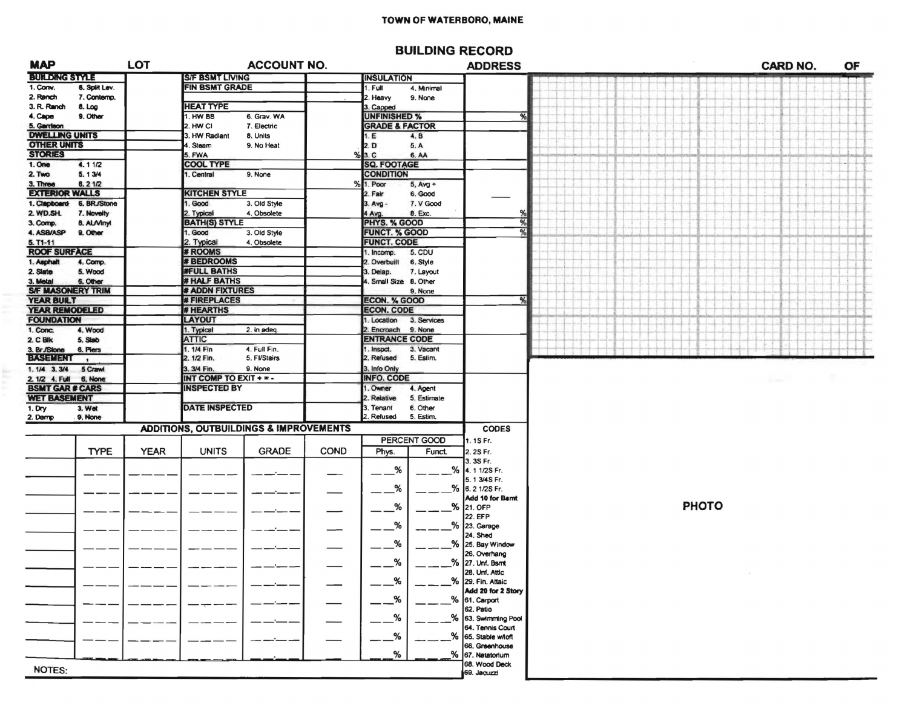**TOWN OF WATERBORO, MAINE**

## BUILDING RECORD

**MAP** | **LOT** | **ACCOUNT NO.** | **ADDRESS** | **CARD NO.** | **OF**

| | | | | | |
|---|---|---|---|---|---|
| **BUILDING STYLE** | | **S/F BSMT LIVING** | | **INSULATION** | |
| 1. Conv. 6. Split Lev. | | **FIN BSMT GRADE** | | 1. Full 4. Minimal | |
| 2. Ranch 7. Contemp. | | | | 2. Heavy 9. None | |
| 3. R. Ranch 8. Log | | **HEAT TYPE** | | 3. Capped | |
| 4. Cape 9. Other | | 1. HW BB 6. Grav. WA | | **UNFINISHED %** | % |
| 5. Garrison | | 2. HW CI 7. Electric | | **GRADE & FACTOR** | |
| **DWELLING UNITS** | | 3. HW Radiant 8. Units | | 1. E 4. B | |
| **OTHER UNITS** | | 4. Steam 9. No Heat | | 2. D 5. A | |
| **STORIES** | | 5. FWA | % | 3. C 6. AA | |
| 1. One 4. 1 1/2 | | **COOL TYPE** | | **SQ. FOOTAGE** | |
| 2. Two 5. 1 3/4 | | 1. Central 9. None | | **CONDITION** | |
| 3. Three 6. 2 1/2 | | | % | 1. Poor 5. Avg + | |
| **EXTERIOR WALLS** | | **KITCHEN STYLE** | | 2. Fair 6. Good | |
| 1. Clapboard 6. BR./Stone | | 1. Good 3. Old Style | | 3. Avg - 7. V Good | |
| 2. WD.SH. 7. Novelty | | 2. Typical 4. Obsolete | | 4 Avg. 8. Exc. | % |
| 3. Comp. 8. AL/Vinyl | | **BATH(S) STYLE** | | **PHYS. % GOOD** | % |
| 4. ASB/ASP 9. Other | | 1. Good 3. Old Style | | **FUNCT. % GOOD** | % |
| 5. T1-11 | | 2. Typical 4. Obsolete | | **FUNCT. CODE** | |
| **ROOF SURFACE** | | **# ROOMS** | | 1. Incomp. 5. CDU | |
| 1. Asphalt 4. Comp. | | **# BEDROOMS** | | 2. Overbuilt 6. Style | |
| 2. Slate 5. Wood | | **#FULL BATHS** | | 3. Delap. 7. Layout | |
| 3. Metal 6. Other | | **# HALF BATHS** | | 4. Small Size 8. Other | |
| **S/F MASONERY TRIM** | | **# ADDN FIXTURES** | | 9. None | |
| **YEAR BUILT** | | **# FIREPLACES** | | **ECON. % GOOD** | % |
| **YEAR REMODELED** | | **# HEARTHS** | | **ECON. CODE** | |
| **FOUNDATION** | | **LAYOUT** | | 1. Location 3. Services | |
| 1. Conc. 4. Wood | | 1. Typical 2. In adeq. | | 2. Encroach 9. None | |
| 2. C Blk 5. Slab | | **ATTIC** | | **ENTRANCE CODE** | |
| 3. Br./Stone 6. Piers | | 1. 1/4 Fin 4. Full Fin. | | 1. Inspct. 3. Vacant | |
| **BASEMENT** | | 2. 1/2 Fin. 5. Fl/Stairs | | 2. Refused 5. Estim. | |
| 1. 1/4 3. 3/4 5 Crawl | | 3. 3/4 Fin. 9. None | | 3. Info Only | |
| 2. 1/2 4. Full 6. None | | **INT COMP TO EXIT + = -** | | **INFO. CODE** | |
| **BSMT GAR # CARS** | | **INSPECTED BY** | | 1. Owner 4. Agent | |
| **WET BASEMENT** | | | | 2. Relative 5. Estimate | |
| 1. Dry 3. Wet | | **DATE INSPECTED** | | 3. Tenant 6. Other | |
| 2. Damp 9. None | | | | 2. Refused 5. Estim. | |

### ADDITIONS, OUTBUILDINGS & IMPROVEMENTS

| | TYPE | YEAR | UNITS | GRADE | COND | PERCENT GOOD Phys. | PERCENT GOOD Funct. |
|---|---|---|---|---|---|---|---|
| | | | | | | % | % |
| | | | | | | % | % |
| | | | | | | % | % |
| | | | | | | % | % |
| | | | | | | % | % |
| | | | | | | % | % |
| | | | | | | % | % |
| | | | | | | % | % |
| | | | | | | % | % |
| | | | | | | % | % |
| | | | | | | % | % |

**CODES**

1. 1S Fr.
2. 2S Fr.
3. 3S Fr.
4. 1 1/2S Fr.
5. 1 3/4S Fr.
6. 2 1/2S Fr.

**Add 10 for Bsmt**

21. OFP
22. EFP
23. Garage
24. Shed
25. Bay Window
26. Overhang
27. Unf. Bsmt
28. Unf. Attic
29. Fin. Attaic

**Add 20 for 2 Story**

61. Carport
62. Patio
63. Swimming Pool
64. Tennis Court
65. Stable w/loft
66. Greenhouse
67. Natatorium
68. Wood Deck
69. Jacuzzi

NOTES:

**PHOTO**